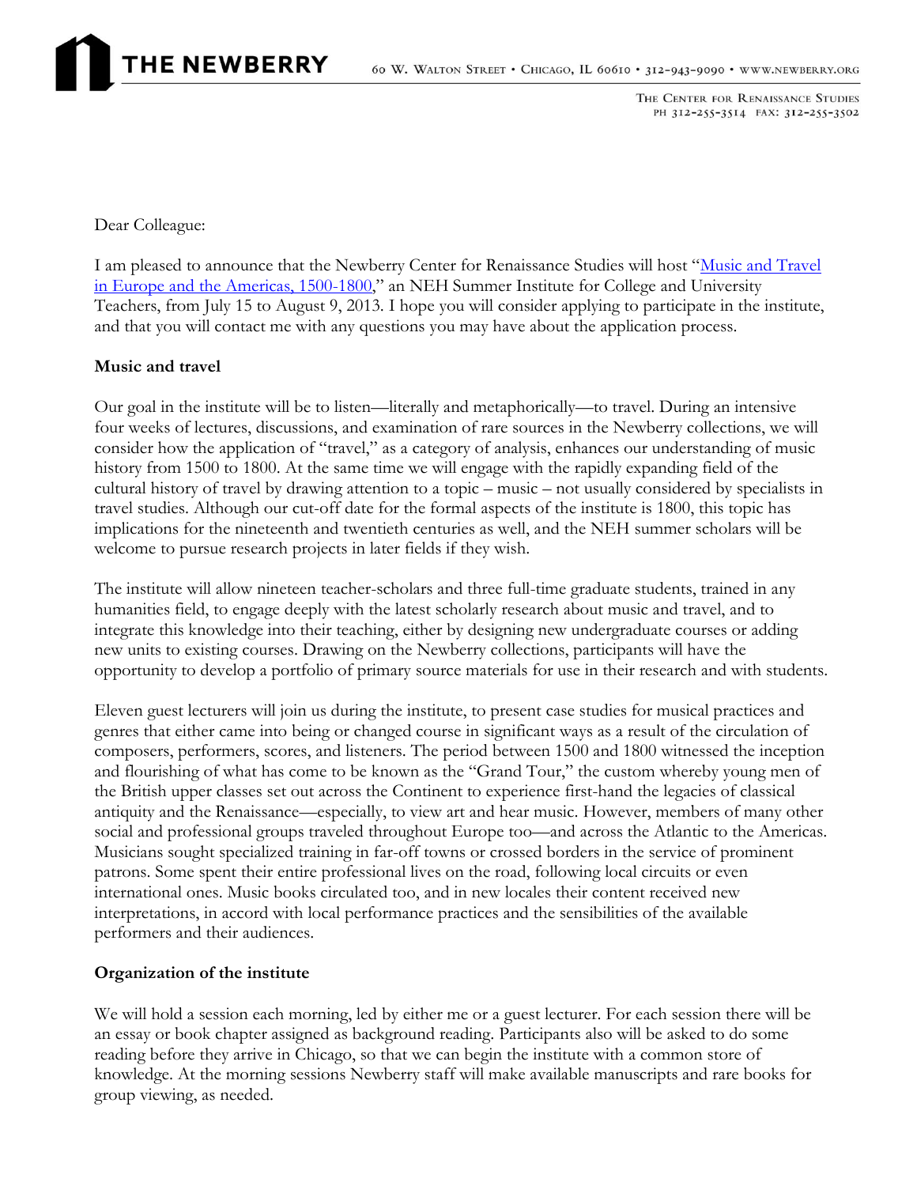THE NEWBERRY

60 W. Walton Street • Chicago, IL 60610 • 312-943-9090 • www.newberry.org

The Center for Renaissance Studies
PH 312-255-3514 FAX: 312-255-3502

Dear Colleague:

I am pleased to announce that the Newberry Center for Renaissance Studies will host "Music and Travel in Europe and the Americas, 1500-1800," an NEH Summer Institute for College and University Teachers, from July 15 to August 9, 2013. I hope you will consider applying to participate in the institute, and that you will contact me with any questions you may have about the application process.

**Music and travel**

Our goal in the institute will be to listen—literally and metaphorically—to travel. During an intensive four weeks of lectures, discussions, and examination of rare sources in the Newberry collections, we will consider how the application of "travel," as a category of analysis, enhances our understanding of music history from 1500 to 1800. At the same time we will engage with the rapidly expanding field of the cultural history of travel by drawing attention to a topic – music – not usually considered by specialists in travel studies. Although our cut-off date for the formal aspects of the institute is 1800, this topic has implications for the nineteenth and twentieth centuries as well, and the NEH summer scholars will be welcome to pursue research projects in later fields if they wish.

The institute will allow nineteen teacher-scholars and three full-time graduate students, trained in any humanities field, to engage deeply with the latest scholarly research about music and travel, and to integrate this knowledge into their teaching, either by designing new undergraduate courses or adding new units to existing courses. Drawing on the Newberry collections, participants will have the opportunity to develop a portfolio of primary source materials for use in their research and with students.

Eleven guest lecturers will join us during the institute, to present case studies for musical practices and genres that either came into being or changed course in significant ways as a result of the circulation of composers, performers, scores, and listeners. The period between 1500 and 1800 witnessed the inception and flourishing of what has come to be known as the "Grand Tour," the custom whereby young men of the British upper classes set out across the Continent to experience first-hand the legacies of classical antiquity and the Renaissance—especially, to view art and hear music. However, members of many other social and professional groups traveled throughout Europe too—and across the Atlantic to the Americas. Musicians sought specialized training in far-off towns or crossed borders in the service of prominent patrons. Some spent their entire professional lives on the road, following local circuits or even international ones. Music books circulated too, and in new locales their content received new interpretations, in accord with local performance practices and the sensibilities of the available performers and their audiences.

**Organization of the institute**

We will hold a session each morning, led by either me or a guest lecturer. For each session there will be an essay or book chapter assigned as background reading. Participants also will be asked to do some reading before they arrive in Chicago, so that we can begin the institute with a common store of knowledge. At the morning sessions Newberry staff will make available manuscripts and rare books for group viewing, as needed.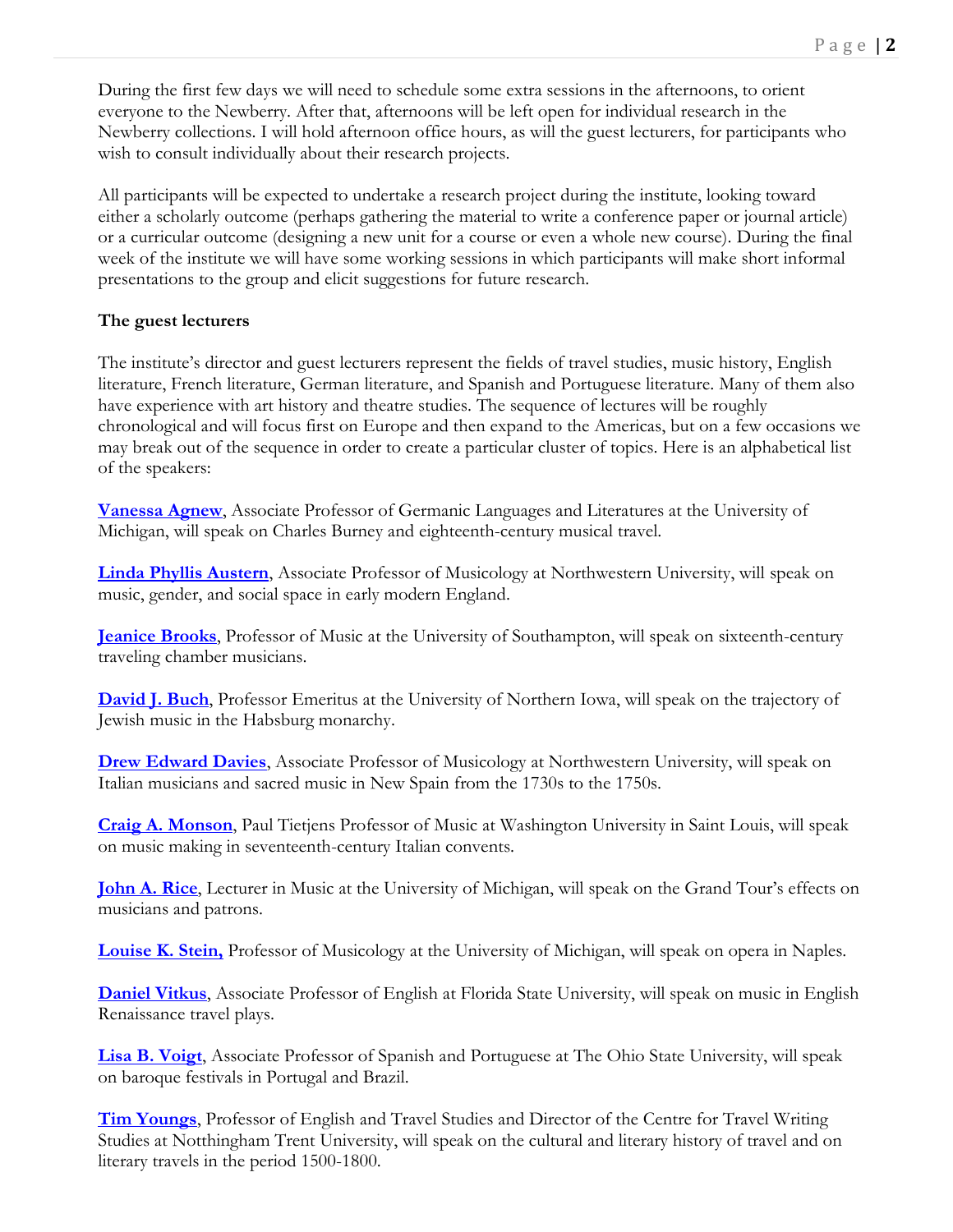During the first few days we will need to schedule some extra sessions in the afternoons, to orient everyone to the Newberry. After that, afternoons will be left open for individual research in the Newberry collections. I will hold afternoon office hours, as will the guest lecturers, for participants who wish to consult individually about their research projects.

All participants will be expected to undertake a research project during the institute, looking toward either a scholarly outcome (perhaps gathering the material to write a conference paper or journal article) or a curricular outcome (designing a new unit for a course or even a whole new course). During the final week of the institute we will have some working sessions in which participants will make short informal presentations to the group and elicit suggestions for future research.

**The guest lecturers**

The institute's director and guest lecturers represent the fields of travel studies, music history, English literature, French literature, German literature, and Spanish and Portuguese literature. Many of them also have experience with art history and theatre studies. The sequence of lectures will be roughly chronological and will focus first on Europe and then expand to the Americas, but on a few occasions we may break out of the sequence in order to create a particular cluster of topics. Here is an alphabetical list of the speakers:

**Vanessa Agnew**, Associate Professor of Germanic Languages and Literatures at the University of Michigan, will speak on Charles Burney and eighteenth-century musical travel.

**Linda Phyllis Austern**, Associate Professor of Musicology at Northwestern University, will speak on music, gender, and social space in early modern England.

**Jeanice Brooks**, Professor of Music at the University of Southampton, will speak on sixteenth-century traveling chamber musicians.

**David J. Buch**, Professor Emeritus at the University of Northern Iowa, will speak on the trajectory of Jewish music in the Habsburg monarchy.

**Drew Edward Davies**, Associate Professor of Musicology at Northwestern University, will speak on Italian musicians and sacred music in New Spain from the 1730s to the 1750s.

**Craig A. Monson**, Paul Tietjens Professor of Music at Washington University in Saint Louis, will speak on music making in seventeenth-century Italian convents.

**John A. Rice**, Lecturer in Music at the University of Michigan, will speak on the Grand Tour's effects on musicians and patrons.

**Louise K. Stein,** Professor of Musicology at the University of Michigan, will speak on opera in Naples.

**Daniel Vitkus**, Associate Professor of English at Florida State University, will speak on music in English Renaissance travel plays.

**Lisa B. Voigt**, Associate Professor of Spanish and Portuguese at The Ohio State University, will speak on baroque festivals in Portugal and Brazil.

**Tim Youngs**, Professor of English and Travel Studies and Director of the Centre for Travel Writing Studies at Notthingham Trent University, will speak on the cultural and literary history of travel and on literary travels in the period 1500-1800.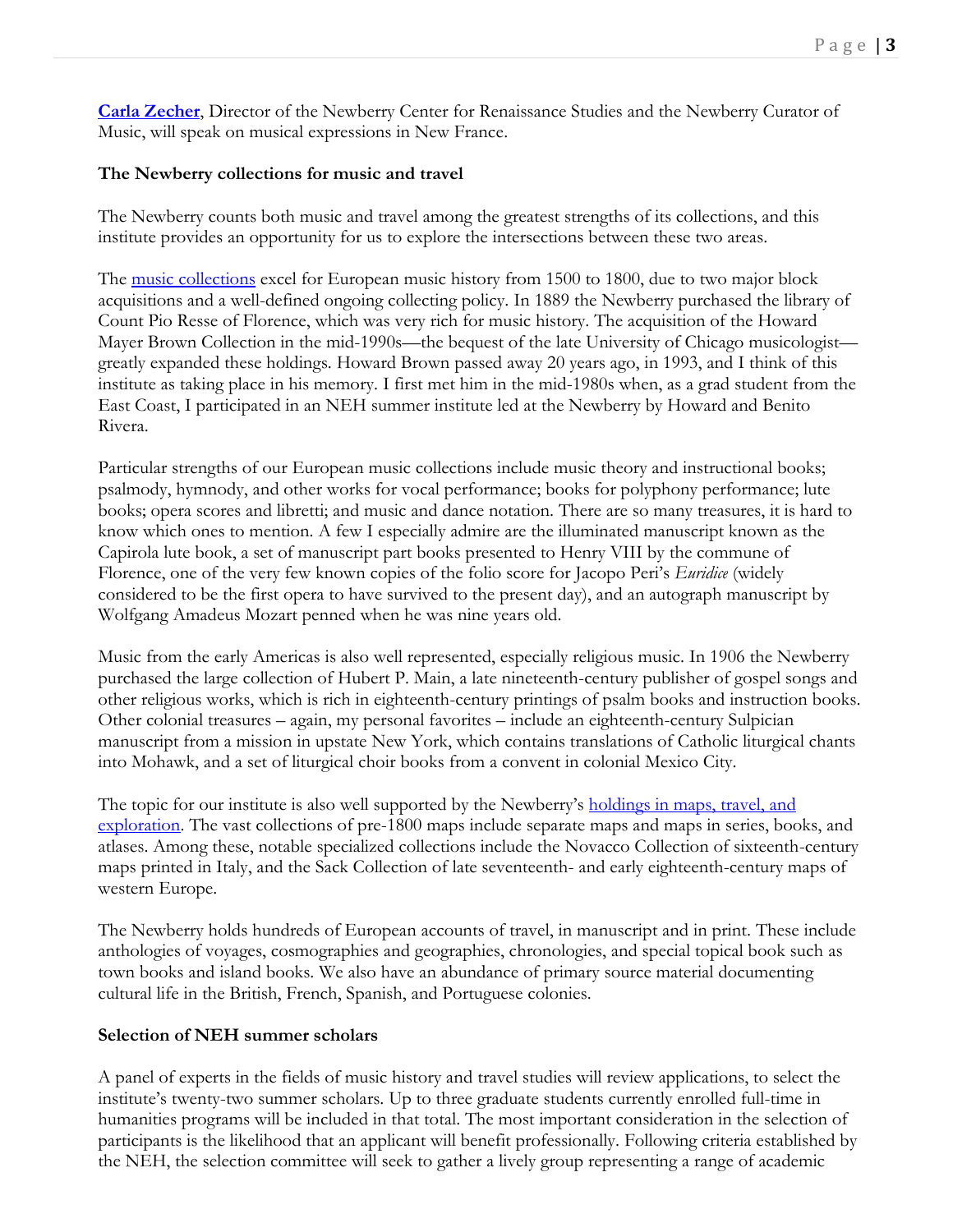**Carla Zecher**, Director of the Newberry Center for Renaissance Studies and the Newberry Curator of Music, will speak on musical expressions in New France.

**The Newberry collections for music and travel**

The Newberry counts both music and travel among the greatest strengths of its collections, and this institute provides an opportunity for us to explore the intersections between these two areas.

The music collections excel for European music history from 1500 to 1800, due to two major block acquisitions and a well-defined ongoing collecting policy. In 1889 the Newberry purchased the library of Count Pio Resse of Florence, which was very rich for music history. The acquisition of the Howard Mayer Brown Collection in the mid-1990s—the bequest of the late University of Chicago musicologist—greatly expanded these holdings. Howard Brown passed away 20 years ago, in 1993, and I think of this institute as taking place in his memory. I first met him in the mid-1980s when, as a grad student from the East Coast, I participated in an NEH summer institute led at the Newberry by Howard and Benito Rivera.

Particular strengths of our European music collections include music theory and instructional books; psalmody, hymnody, and other works for vocal performance; books for polyphony performance; lute books; opera scores and libretti; and music and dance notation. There are so many treasures, it is hard to know which ones to mention. A few I especially admire are the illuminated manuscript known as the Capirola lute book, a set of manuscript part books presented to Henry VIII by the commune of Florence, one of the very few known copies of the folio score for Jacopo Peri's *Euridice* (widely considered to be the first opera to have survived to the present day), and an autograph manuscript by Wolfgang Amadeus Mozart penned when he was nine years old.

Music from the early Americas is also well represented, especially religious music. In 1906 the Newberry purchased the large collection of Hubert P. Main, a late nineteenth-century publisher of gospel songs and other religious works, which is rich in eighteenth-century printings of psalm books and instruction books. Other colonial treasures – again, my personal favorites – include an eighteenth-century Sulpician manuscript from a mission in upstate New York, which contains translations of Catholic liturgical chants into Mohawk, and a set of liturgical choir books from a convent in colonial Mexico City.

The topic for our institute is also well supported by the Newberry's holdings in maps, travel, and exploration. The vast collections of pre-1800 maps include separate maps and maps in series, books, and atlases. Among these, notable specialized collections include the Novacco Collection of sixteenth-century maps printed in Italy, and the Sack Collection of late seventeenth- and early eighteenth-century maps of western Europe.

The Newberry holds hundreds of European accounts of travel, in manuscript and in print. These include anthologies of voyages, cosmographies and geographies, chronologies, and special topical book such as town books and island books. We also have an abundance of primary source material documenting cultural life in the British, French, Spanish, and Portuguese colonies.

**Selection of NEH summer scholars**

A panel of experts in the fields of music history and travel studies will review applications, to select the institute's twenty-two summer scholars. Up to three graduate students currently enrolled full-time in humanities programs will be included in that total. The most important consideration in the selection of participants is the likelihood that an applicant will benefit professionally. Following criteria established by the NEH, the selection committee will seek to gather a lively group representing a range of academic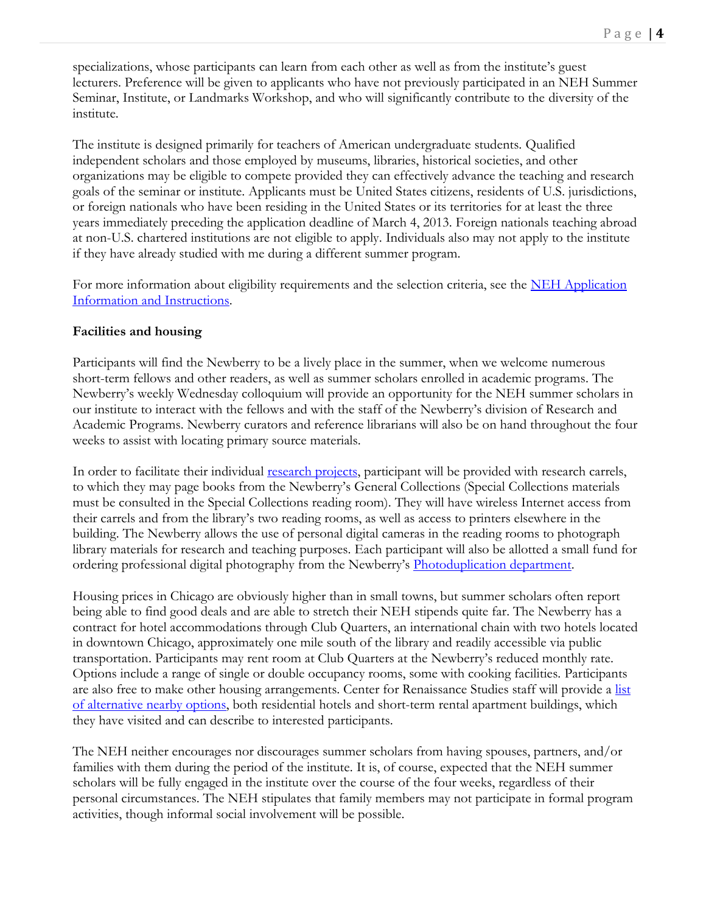specializations, whose participants can learn from each other as well as from the institute's guest lecturers. Preference will be given to applicants who have not previously participated in an NEH Summer Seminar, Institute, or Landmarks Workshop, and who will significantly contribute to the diversity of the institute.

The institute is designed primarily for teachers of American undergraduate students. Qualified independent scholars and those employed by museums, libraries, historical societies, and other organizations may be eligible to compete provided they can effectively advance the teaching and research goals of the seminar or institute. Applicants must be United States citizens, residents of U.S. jurisdictions, or foreign nationals who have been residing in the United States or its territories for at least the three years immediately preceding the application deadline of March 4, 2013. Foreign nationals teaching abroad at non-U.S. chartered institutions are not eligible to apply. Individuals also may not apply to the institute if they have already studied with me during a different summer program.

For more information about eligibility requirements and the selection criteria, see the [NEH Application Information and Instructions](#).

**Facilities and housing**

Participants will find the Newberry to be a lively place in the summer, when we welcome numerous short-term fellows and other readers, as well as summer scholars enrolled in academic programs. The Newberry's weekly Wednesday colloquium will provide an opportunity for the NEH summer scholars in our institute to interact with the fellows and with the staff of the Newberry's division of Research and Academic Programs. Newberry curators and reference librarians will also be on hand throughout the four weeks to assist with locating primary source materials.

In order to facilitate their individual [research projects](#), participant will be provided with research carrels, to which they may page books from the Newberry's General Collections (Special Collections materials must be consulted in the Special Collections reading room). They will have wireless Internet access from their carrels and from the library's two reading rooms, as well as access to printers elsewhere in the building. The Newberry allows the use of personal digital cameras in the reading rooms to photograph library materials for research and teaching purposes. Each participant will also be allotted a small fund for ordering professional digital photography from the Newberry's [Photoduplication department](#).

Housing prices in Chicago are obviously higher than in small towns, but summer scholars often report being able to find good deals and are able to stretch their NEH stipends quite far. The Newberry has a contract for hotel accommodations through Club Quarters, an international chain with two hotels located in downtown Chicago, approximately one mile south of the library and readily accessible via public transportation. Participants may rent room at Club Quarters at the Newberry's reduced monthly rate. Options include a range of single or double occupancy rooms, some with cooking facilities. Participants are also free to make other housing arrangements. Center for Renaissance Studies staff will provide a [list of alternative nearby options](#), both residential hotels and short-term rental apartment buildings, which they have visited and can describe to interested participants.

The NEH neither encourages nor discourages summer scholars from having spouses, partners, and/or families with them during the period of the institute. It is, of course, expected that the NEH summer scholars will be fully engaged in the institute over the course of the four weeks, regardless of their personal circumstances. The NEH stipulates that family members may not participate in formal program activities, though informal social involvement will be possible.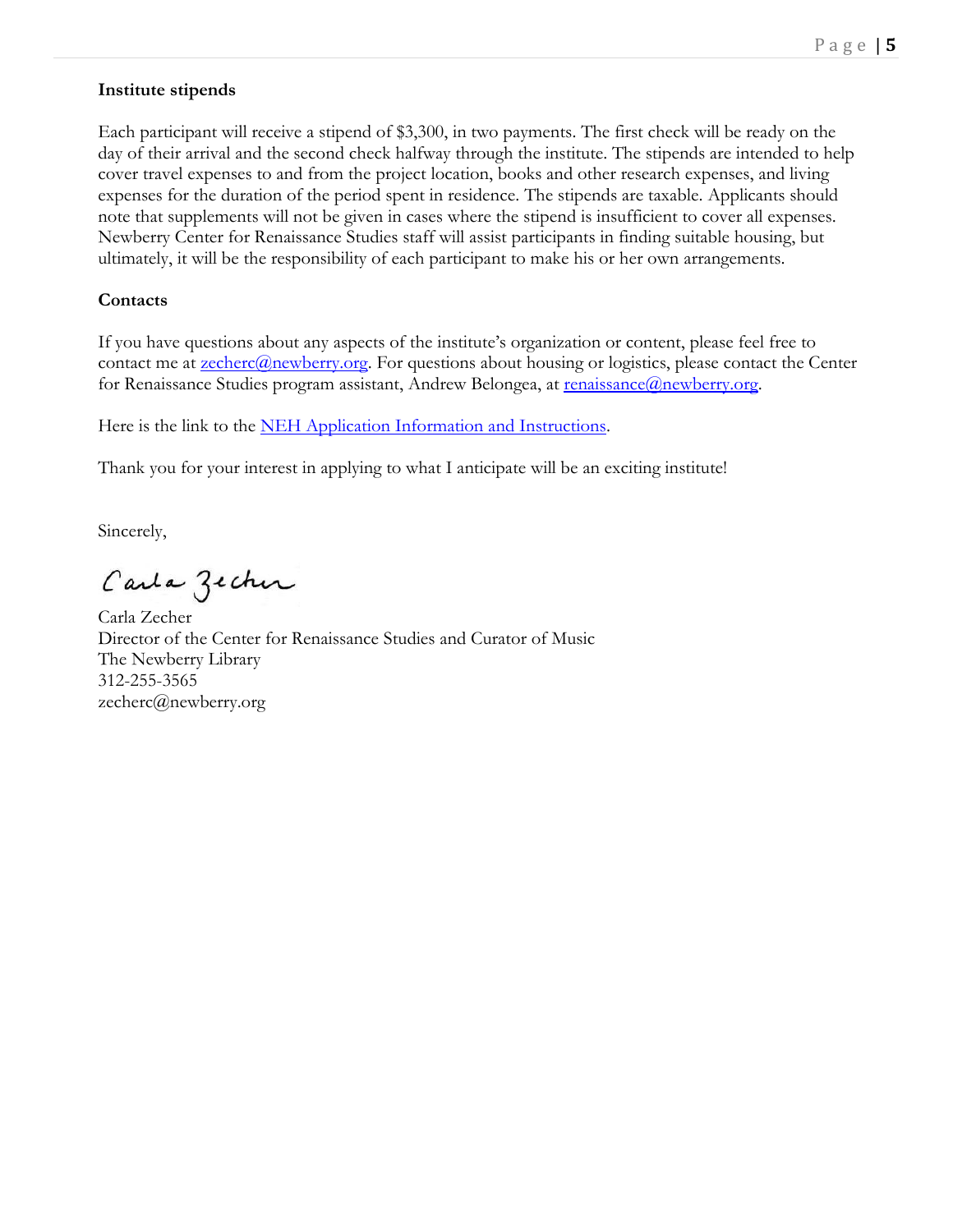**Institute stipends**

Each participant will receive a stipend of $3,300, in two payments. The first check will be ready on the day of their arrival and the second check halfway through the institute. The stipends are intended to help cover travel expenses to and from the project location, books and other research expenses, and living expenses for the duration of the period spent in residence. The stipends are taxable. Applicants should note that supplements will not be given in cases where the stipend is insufficient to cover all expenses. Newberry Center for Renaissance Studies staff will assist participants in finding suitable housing, but ultimately, it will be the responsibility of each participant to make his or her own arrangements.

**Contacts**

If you have questions about any aspects of the institute's organization or content, please feel free to contact me at zecherc@newberry.org. For questions about housing or logistics, please contact the Center for Renaissance Studies program assistant, Andrew Belongea, at renaissance@newberry.org.

Here is the link to the NEH Application Information and Instructions.

Thank you for your interest in applying to what I anticipate will be an exciting institute!

Sincerely,

Carla Zecher
Director of the Center for Renaissance Studies and Curator of Music
The Newberry Library
312-255-3565
zecherc@newberry.org